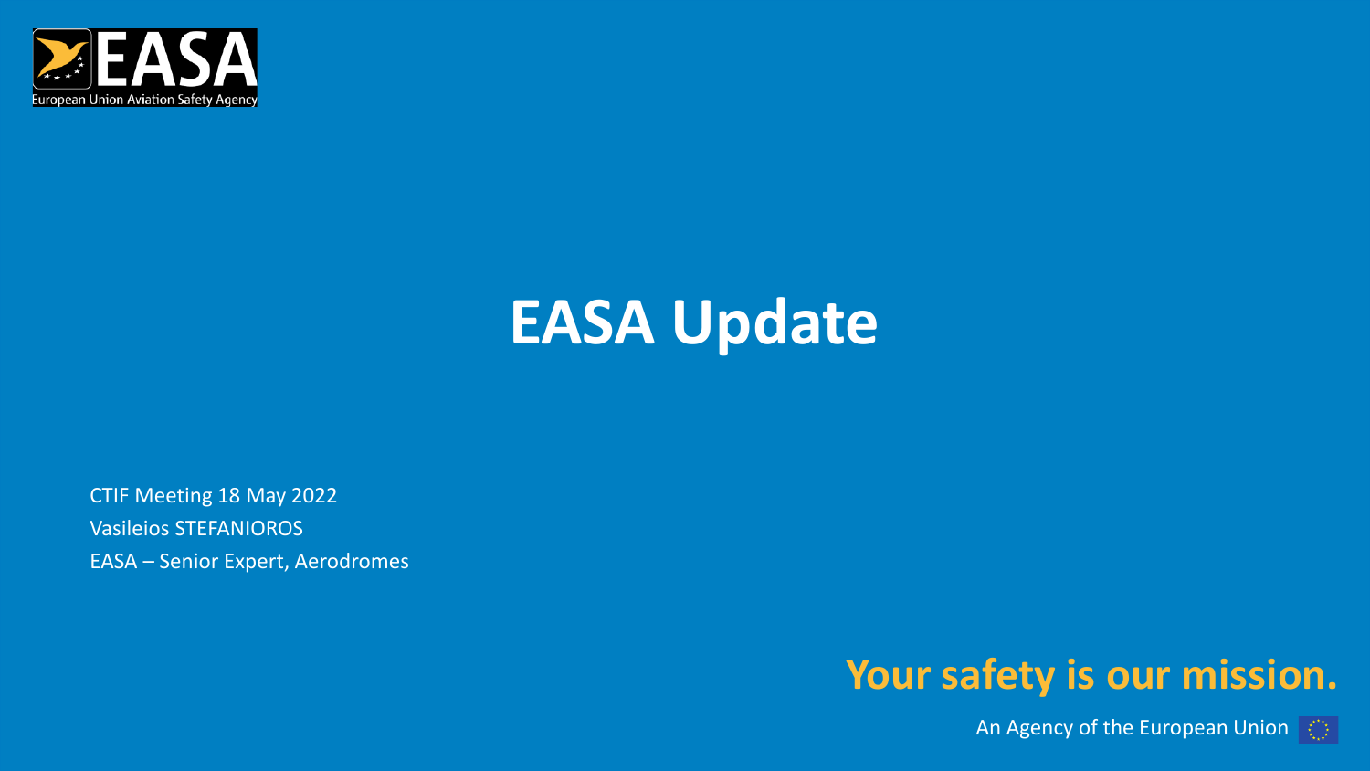EASA
European Union Aviation Safety Agency

# EASA Update

CTIF Meeting 18 May 2022
Vasileios STEFANIOROS
EASA – Senior Expert, Aerodromes

**Your safety is our mission.**

An Agency of the European Union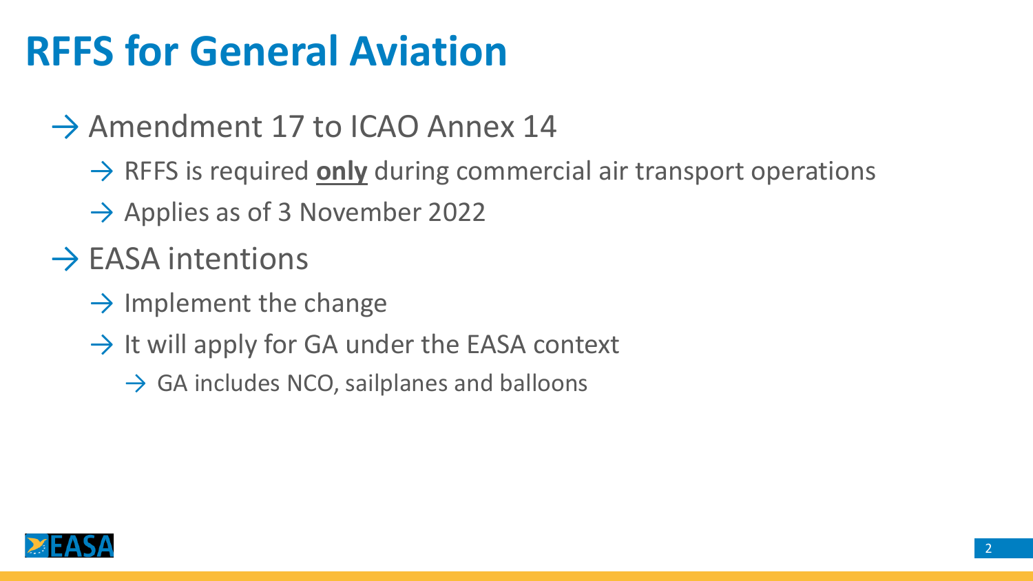# RFFS for General Aviation

- Amendment 17 to ICAO Annex 14
  - RFFS is required **only** during commercial air transport operations
  - Applies as of 3 November 2022
- EASA intentions
  - Implement the change
  - It will apply for GA under the EASA context
    - GA includes NCO, sailplanes and balloons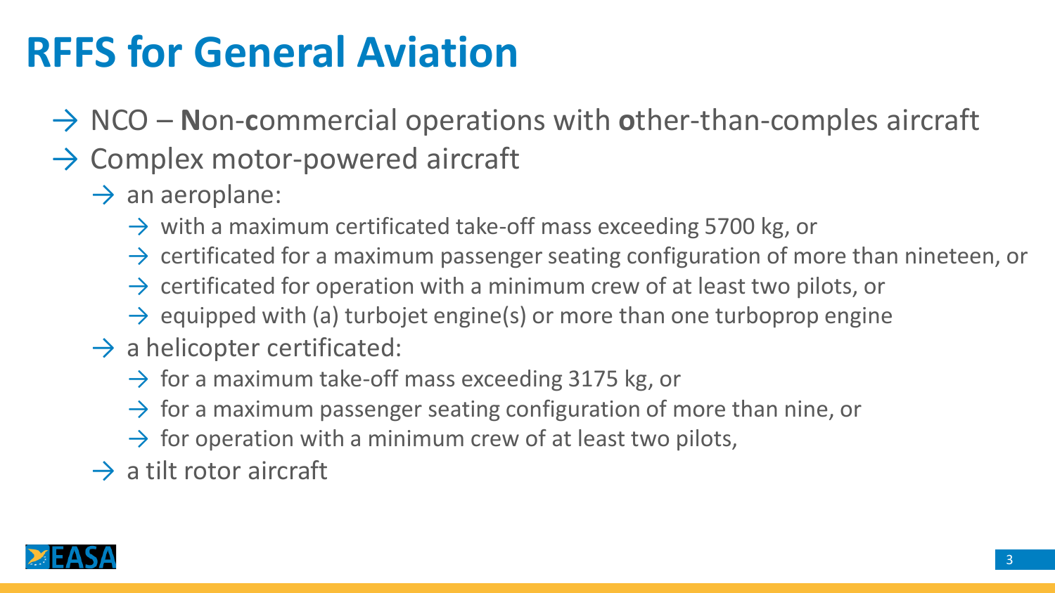# RFFS for General Aviation

- NCO – **N**on-**c**ommercial operations with **o**ther-than-comples aircraft
- Complex motor-powered aircraft
  - an aeroplane:
    - with a maximum certificated take-off mass exceeding 5700 kg, or
    - certificated for a maximum passenger seating configuration of more than nineteen, or
    - certificated for operation with a minimum crew of at least two pilots, or
    - equipped with (a) turbojet engine(s) or more than one turboprop engine
  - a helicopter certificated:
    - for a maximum take-off mass exceeding 3175 kg, or
    - for a maximum passenger seating configuration of more than nine, or
    - for operation with a minimum crew of at least two pilots,
  - a tilt rotor aircraft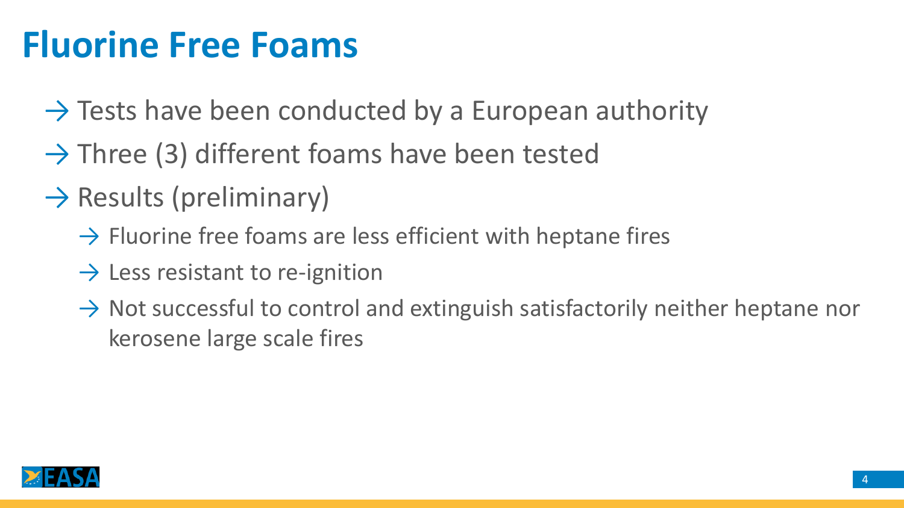# Fluorine Free Foams

- Tests have been conducted by a European authority
- Three (3) different foams have been tested
- Results (preliminary)
  - Fluorine free foams are less efficient with heptane fires
  - Less resistant to re-ignition
  - Not successful to control and extinguish satisfactorily neither heptane nor kerosene large scale fires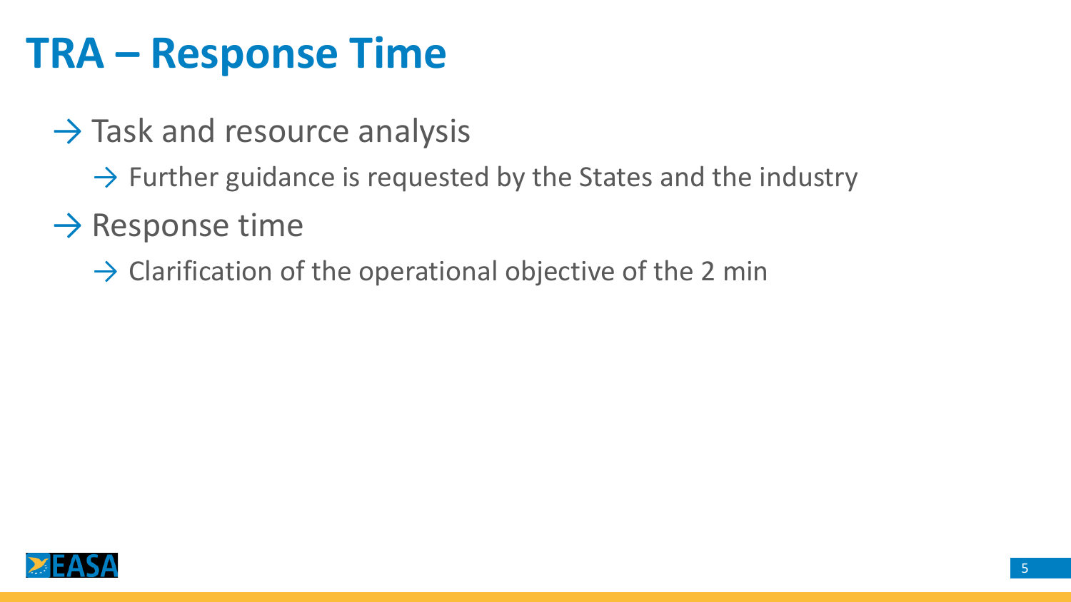# TRA – Response Time

- → Task and resource analysis
  - → Further guidance is requested by the States and the industry
- → Response time
  - → Clarification of the operational objective of the 2 min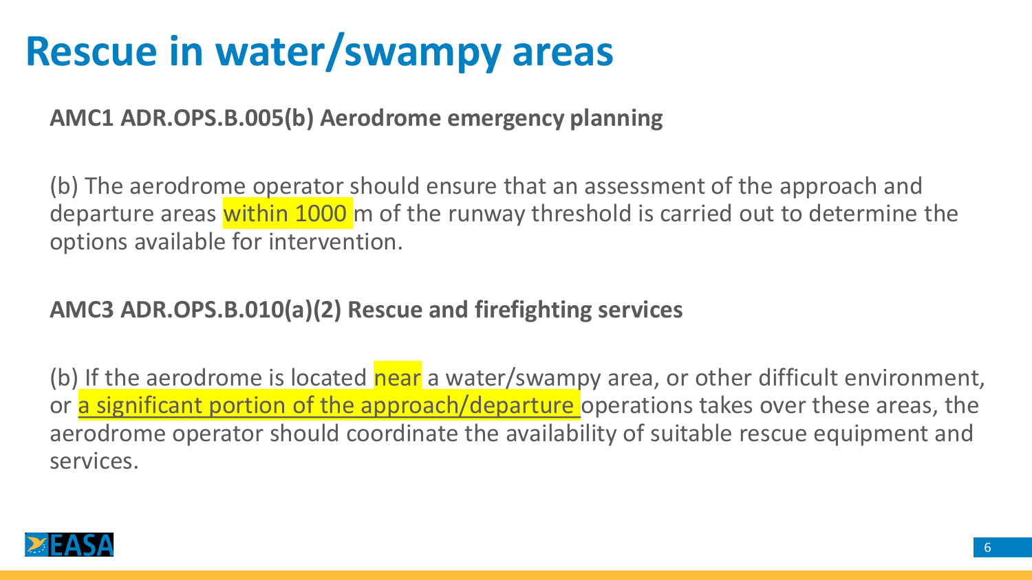# Rescue in water/swampy areas

**AMC1 ADR.OPS.B.005(b) Aerodrome emergency planning**

(b) The aerodrome operator should ensure that an assessment of the approach and departure areas within 1000 m of the runway threshold is carried out to determine the options available for intervention.

**AMC3 ADR.OPS.B.010(a)(2) Rescue and firefighting services**

(b) If the aerodrome is located near a water/swampy area, or other difficult environment, or a significant portion of the approach/departure operations takes over these areas, the aerodrome operator should coordinate the availability of suitable rescue equipment and services.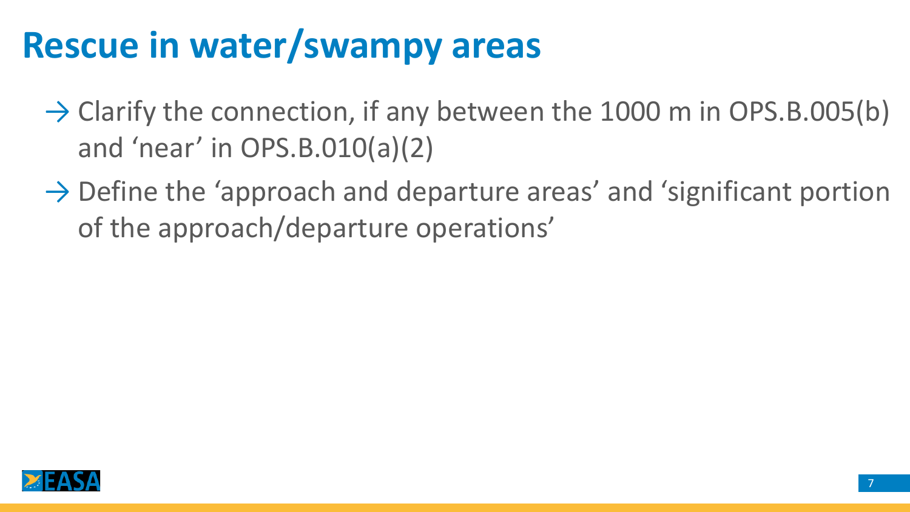# Rescue in water/swampy areas

- → Clarify the connection, if any between the 1000 m in OPS.B.005(b) and ‘near’ in OPS.B.010(a)(2)
- → Define the ‘approach and departure areas’ and ‘significant portion of the approach/departure operations’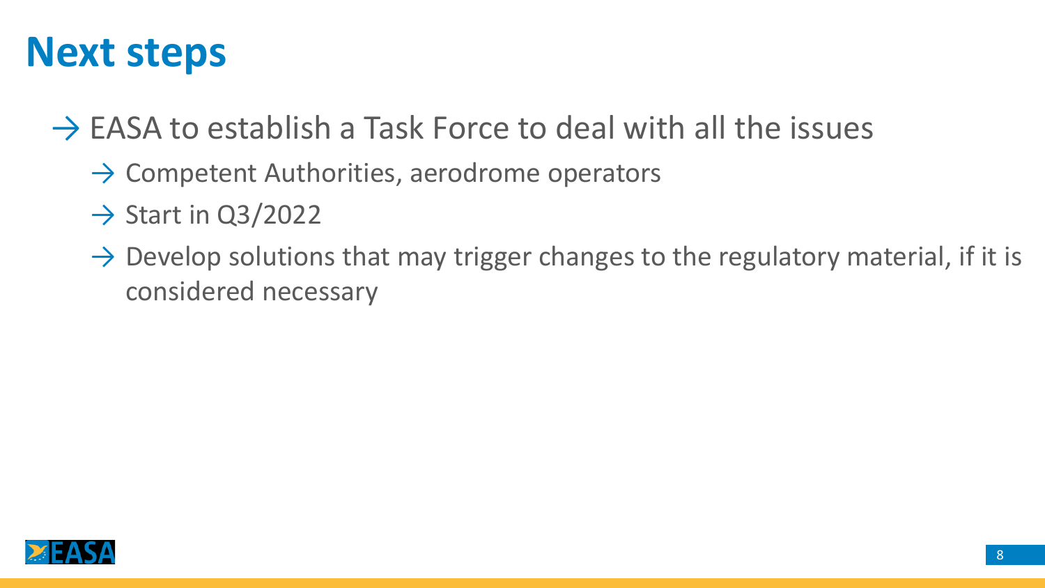# Next steps

- EASA to establish a Task Force to deal with all the issues
  - Competent Authorities, aerodrome operators
  - Start in Q3/2022
  - Develop solutions that may trigger changes to the regulatory material, if it is considered necessary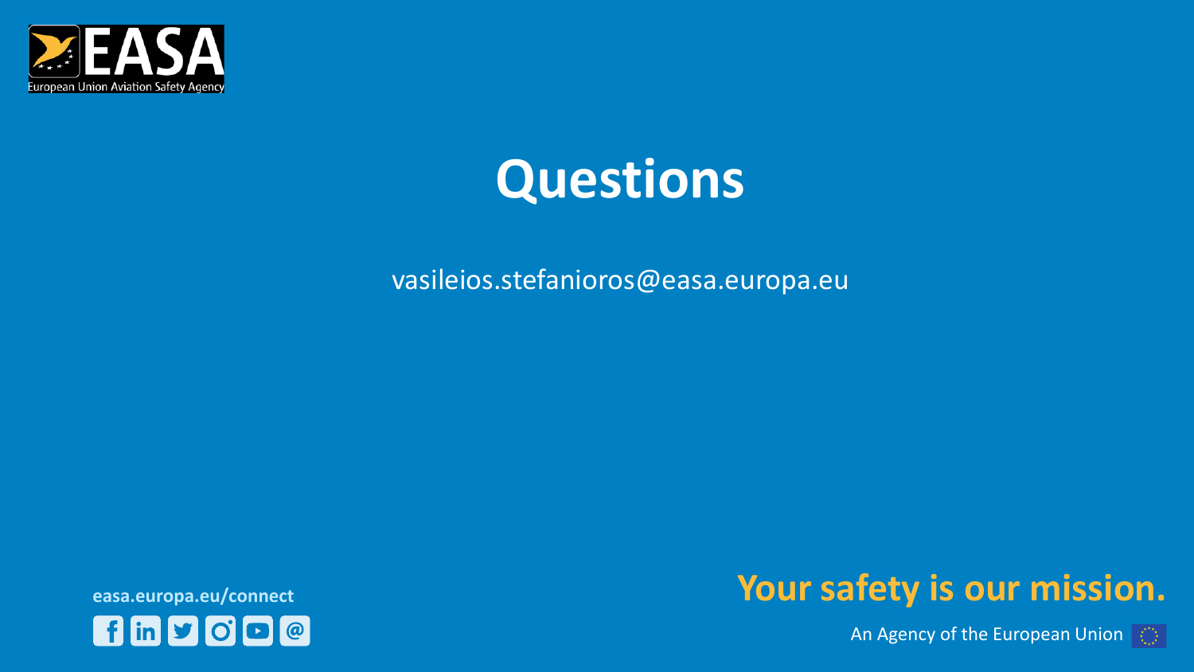# Questions

vasileios.stefanioros@easa.europa.eu

easa.europa.eu/connect

**Your safety is our mission.**

An Agency of the European Union